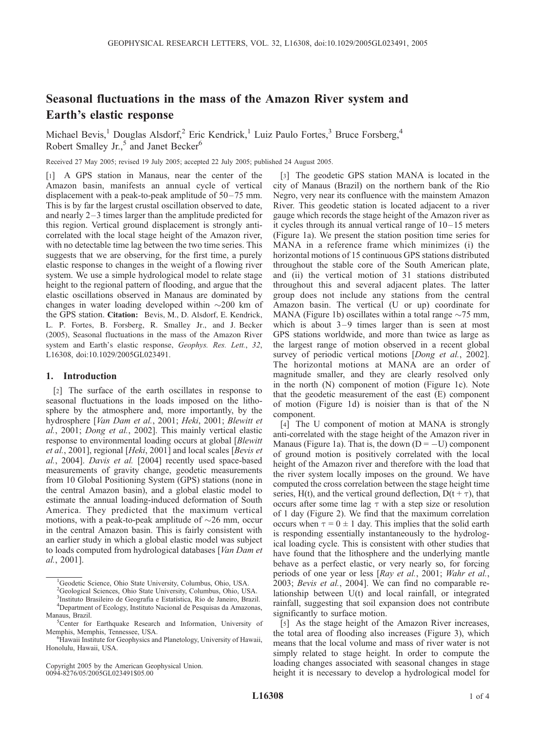# Seasonal fluctuations in the mass of the Amazon River system and Earth's elastic response

Michael Bevis,[1] Douglas Alsdorf,[2] Eric Kendrick,[1] Luiz Paulo Fortes,[3] Bruce Forsberg,[4] Robert Smalley Jr.,[5] and Janet Becker[6]

Received 27 May 2005; revised 19 July 2005; accepted 22 July 2005; published 24 August 2005.

[1] A GPS station in Manaus, near the center of the Amazon basin, manifests an annual cycle of vertical displacement with a peak-to-peak amplitude of 50–75 mm. This is by far the largest crustal oscillation observed to date, and nearly 2–3 times larger than the amplitude predicted for this region. Vertical ground displacement is strongly anti-correlated with the local stage height of the Amazon river, with no detectable time lag between the two time series. This suggests that we are observing, for the first time, a purely elastic response to changes in the weight of a flowing river system. We use a simple hydrological model to relate stage height to the regional pattern of flooding, and argue that the elastic oscillations observed in Manaus are dominated by changes in water loading developed within ~200 km of the GPS station. **Citation:** Bevis, M., D. Alsdorf, E. Kendrick, L. P. Fortes, B. Forsberg, R. Smalley Jr., and J. Becker (2005), Seasonal fluctuations in the mass of the Amazon River system and Earth's elastic response, *Geophys. Res. Lett.*, *32*, L16308, doi:10.1029/2005GL023491.

## 1. Introduction

[2] The surface of the earth oscillates in response to seasonal fluctuations in the loads imposed on the lithosphere by the atmosphere and, more importantly, by the hydrosphere [*Van Dam et al.*, 2001; *Heki*, 2001; *Blewitt et al.*, 2001; *Dong et al.*, 2002]. This mainly vertical elastic response to environmental loading occurs at global [*Blewitt et al.*, 2001], regional [*Heki*, 2001] and local scales [*Bevis et al.*, 2004]. *Davis et al.* [2004] recently used space-based measurements of gravity change, geodetic measurements from 10 Global Positioning System (GPS) stations (none in the central Amazon basin), and a global elastic model to estimate the annual loading-induced deformation of South America. They predicted that the maximum vertical motions, with a peak-to-peak amplitude of ~26 mm, occur in the central Amazon basin. This is fairly consistent with an earlier study in which a global elastic model was subject to loads computed from hydrological databases [*Van Dam et al.*, 2001].

[3] The geodetic GPS station MANA is located in the city of Manaus (Brazil) on the northern bank of the Rio Negro, very near its confluence with the mainstem Amazon River. This geodetic station is located adjacent to a river gauge which records the stage height of the Amazon river as it cycles through its annual vertical range of 10–15 meters (Figure 1a). We present the station position time series for MANA in a reference frame which minimizes (i) the horizontal motions of 15 continuous GPS stations distributed throughout the stable core of the South American plate, and (ii) the vertical motion of 31 stations distributed throughout this and several adjacent plates. The latter group does not include any stations from the central Amazon basin. The vertical (U or up) coordinate for MANA (Figure 1b) oscillates within a total range ~75 mm, which is about 3–9 times larger than is seen at most GPS stations worldwide, and more than twice as large as the largest range of motion observed in a recent global survey of periodic vertical motions [*Dong et al.*, 2002]. The horizontal motions at MANA are an order of magnitude smaller, and they are clearly resolved only in the north (N) component of motion (Figure 1c). Note that the geodetic measurement of the east (E) component of motion (Figure 1d) is noisier than is that of the N component.

[4] The U component of motion at MANA is strongly anti-correlated with the stage height of the Amazon river in Manaus (Figure 1a). That is, the down (D = −U) component of ground motion is positively correlated with the local height of the Amazon river and therefore with the load that the river system locally imposes on the ground. We have computed the cross correlation between the stage height time series, H(t), and the vertical ground deflection, D(t + τ), that occurs after some time lag τ with a step size or resolution of 1 day (Figure 2). We find that the maximum correlation occurs when τ = 0 ± 1 day. This implies that the solid earth is responding essentially instantaneously to the hydrological loading cycle. This is consistent with other studies that have found that the lithosphere and the underlying mantle behave as a perfect elastic, or very nearly so, for forcing periods of one year or less [*Ray et al.*, 2001; *Wahr et al.*, 2003; *Bevis et al.*, 2004]. We can find no comparable relationship between U(t) and local rainfall, or integrated rainfall, suggesting that soil expansion does not contribute significantly to surface motion.

[5] As the stage height of the Amazon River increases, the total area of flooding also increases (Figure 3), which means that the local volume and mass of river water is not simply related to stage height. In order to compute the loading changes associated with seasonal changes in stage height it is necessary to develop a hydrological model for

---

[1] Geodetic Science, Ohio State University, Columbus, Ohio, USA.

[2] Geological Sciences, Ohio State University, Columbus, Ohio, USA.

[3] Instituto Brasileiro de Geografia e Estatística, Rio de Janeiro, Brazil.

[4] Department of Ecology, Instituto Nacional de Pesquisas da Amazonas, Manaus, Brazil.

[5] Center for Earthquake Research and Information, University of Memphis, Memphis, Tennessee, USA.

[6] Hawaii Institute for Geophysics and Planetology, University of Hawaii, Honolulu, Hawaii, USA.

Copyright 2005 by the American Geophysical Union.
0094-8276/05/2005GL023491$05.00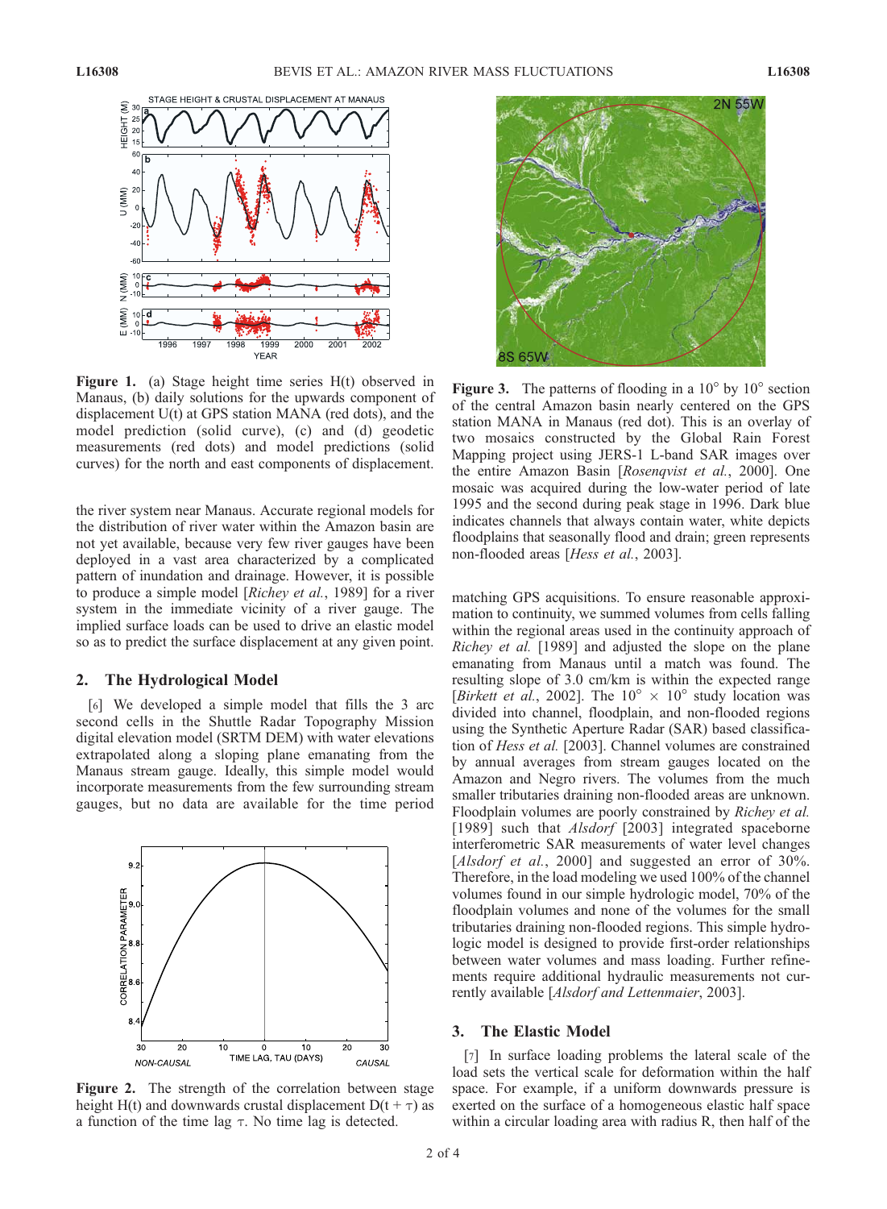**Figure 1.** (a) Stage height time series H(t) observed in Manaus, (b) daily solutions for the upwards component of displacement U(t) at GPS station MANA (red dots), and the model prediction (solid curve), (c) and (d) geodetic measurements (red dots) and model predictions (solid curves) for the north and east components of displacement.

the river system near Manaus. Accurate regional models for the distribution of river water within the Amazon basin are not yet available, because very few river gauges have been deployed in a vast area characterized by a complicated pattern of inundation and drainage. However, it is possible to produce a simple model [*Richey et al.*, 1989] for a river system in the immediate vicinity of a river gauge. The implied surface loads can be used to drive an elastic model so as to predict the surface displacement at any given point.

## 2. The Hydrological Model

[6] We developed a simple model that fills the 3 arc second cells in the Shuttle Radar Topography Mission digital elevation model (SRTM DEM) with water elevations extrapolated along a sloping plane emanating from the Manaus stream gauge. Ideally, this simple model would incorporate measurements from the few surrounding stream gauges, but no data are available for the time period matching GPS acquisitions. To ensure reasonable approximation to continuity, we summed volumes from cells falling within the regional areas used in the continuity approach of *Richey et al.* [1989] and adjusted the slope on the plane emanating from Manaus until a match was found. The resulting slope of 3.0 cm/km is within the expected range [*Birkett et al.*, 2002]. The $10^\circ \times 10^\circ$ study location was divided into channel, floodplain, and non-flooded regions using the Synthetic Aperture Radar (SAR) based classification of *Hess et al.* [2003]. Channel volumes are constrained by annual averages from stream gauges located on the Amazon and Negro rivers. The volumes from the much smaller tributaries draining non-flooded areas are unknown. Floodplain volumes are poorly constrained by *Richey et al.* [1989] such that *Alsdorf* [2003] integrated spaceborne interferometric SAR measurements of water level changes [*Alsdorf et al.*, 2000] and suggested an error of 30%. Therefore, in the load modeling we used 100% of the channel volumes found in our simple hydrologic model, 70% of the floodplain volumes and none of the volumes for the small tributaries draining non-flooded regions. This simple hydrologic model is designed to provide first-order relationships between water volumes and mass loading. Further refinements require additional hydraulic measurements not currently available [*Alsdorf and Lettenmaier*, 2003].

**Figure 2.** The strength of the correlation between stage height H(t) and downwards crustal displacement $D(t + \tau)$ as a function of the time lag $\tau$. No time lag is detected.

**Figure 3.** The patterns of flooding in a $10^\circ$ by $10^\circ$ section of the central Amazon basin nearly centered on the GPS station MANA in Manaus (red dot). This is an overlay of two mosaics constructed by the Global Rain Forest Mapping project using JERS-1 L-band SAR images over the entire Amazon Basin [*Rosenqvist et al.*, 2000]. One mosaic was acquired during the low-water period of late 1995 and the second during peak stage in 1996. Dark blue indicates channels that always contain water, white depicts floodplains that seasonally flood and drain; green represents non-flooded areas [*Hess et al.*, 2003].

## 3. The Elastic Model

[7] In surface loading problems the lateral scale of the load sets the vertical scale for deformation within the half space. For example, if a uniform downwards pressure is exerted on the surface of a homogeneous elastic half space within a circular loading area with radius R, then half of the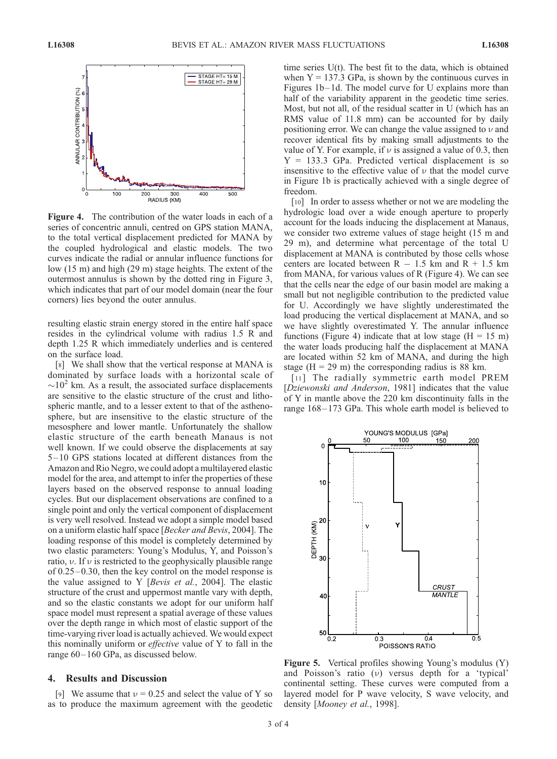**Figure 4.** The contribution of the water loads in each of a series of concentric annuli, centred on GPS station MANA, to the total vertical displacement predicted for MANA by the coupled hydrological and elastic models. The two curves indicate the radial or annular influence functions for low (15 m) and high (29 m) stage heights. The extent of the outermost annulus is shown by the dotted ring in Figure 3, which indicates that part of our model domain (near the four corners) lies beyond the outer annulus.

resulting elastic strain energy stored in the entire half space resides in the cylindrical volume with radius 1.5 R and depth 1.25 R which immediately underlies and is centered on the surface load.

[8] We shall show that the vertical response at MANA is dominated by surface loads with a horizontal scale of $\sim 10^2$ km. As a result, the associated surface displacements are sensitive to the elastic structure of the crust and lithospheric mantle, and to a lesser extent to that of the asthenosphere, but are insensitive to the elastic structure of the mesosphere and lower mantle. Unfortunately the shallow elastic structure of the earth beneath Manaus is not well known. If we could observe the displacements at say 5–10 GPS stations located at different distances from the Amazon and Rio Negro, we could adopt a multilayered elastic model for the area, and attempt to infer the properties of these layers based on the observed response to annual loading cycles. But our displacement observations are confined to a single point and only the vertical component of displacement is very well resolved. Instead we adopt a simple model based on a uniform elastic half space [*Becker and Bevis*, 2004]. The loading response of this model is completely determined by two elastic parameters: Young's Modulus, Y, and Poisson's ratio, $\nu$. If $\nu$ is restricted to the geophysically plausible range of 0.25–0.30, then the key control on the model response is the value assigned to Y [*Bevis et al.*, 2004]. The elastic structure of the crust and uppermost mantle vary with depth, and so the elastic constants we adopt for our uniform half space model must represent a spatial average of these values over the depth range in which most of elastic support of the time-varying river load is actually achieved. We would expect this nominally uniform or *effective* value of Y to fall in the range 60–160 GPa, as discussed below.

## 4. Results and Discussion

[9] We assume that $\nu = 0.25$ and select the value of Y so as to produce the maximum agreement with the geodetic time series U(t). The best fit to the data, which is obtained when Y = 137.3 GPa, is shown by the continuous curves in Figures 1b–1d. The model curve for U explains more than half of the variability apparent in the geodetic time series. Most, but not all, of the residual scatter in U (which has an RMS value of 11.8 mm) can be accounted for by daily positioning error. We can change the value assigned to $\nu$ and recover identical fits by making small adjustments to the value of Y. For example, if $\nu$ is assigned a value of 0.3, then Y = 133.3 GPa. Predicted vertical displacement is so insensitive to the effective value of $\nu$ that the model curve in Figure 1b is practically achieved with a single degree of freedom.

[10] In order to assess whether or not we are modeling the hydrologic load over a wide enough aperture to properly account for the loads inducing the displacement at Manaus, we consider two extreme values of stage height (15 m and 29 m), and determine what percentage of the total U displacement at MANA is contributed by those cells whose centers are located between R − 1.5 km and R + 1.5 km from MANA, for various values of R (Figure 4). We can see that the cells near the edge of our basin model are making a small but not negligible contribution to the predicted value for U. Accordingly we have slightly underestimated the load producing the vertical displacement at MANA, and so we have slightly overestimated Y. The annular influence functions (Figure 4) indicate that at low stage (H = 15 m) the water loads producing half the displacement at MANA are located within 52 km of MANA, and during the high stage (H = 29 m) the corresponding radius is 88 km.

[11] The radially symmetric earth model PREM [*Dziewonski and Anderson*, 1981] indicates that the value of Y in mantle above the 220 km discontinuity falls in the range 168–173 GPa. This whole earth model is believed to

**Figure 5.** Vertical profiles showing Young's modulus (Y) and Poisson's ratio ($\nu$) versus depth for a 'typical' continental setting. These curves were computed from a layered model for P wave velocity, S wave velocity, and density [*Mooney et al.*, 1998].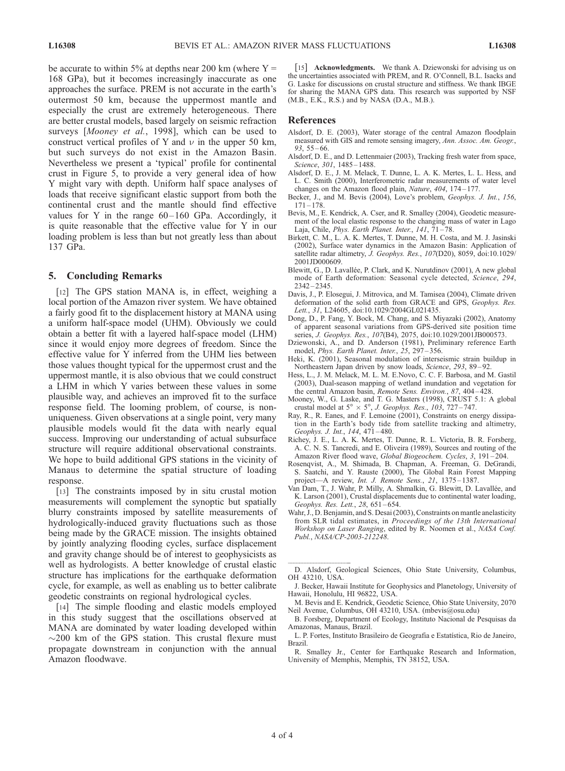be accurate to within 5% at depths near 200 km (where Y = 168 GPa), but it becomes increasingly inaccurate as one approaches the surface. PREM is not accurate in the earth's outermost 50 km, because the uppermost mantle and especially the crust are extremely heterogeneous. There are better crustal models, based largely on seismic refraction surveys [*Mooney et al.*, 1998], which can be used to construct vertical profiles of Y and $\nu$ in the upper 50 km, but such surveys do not exist in the Amazon Basin. Nevertheless we present a 'typical' profile for continental crust in Figure 5, to provide a very general idea of how Y might vary with depth. Uniform half space analyses of loads that receive significant elastic support from both the continental crust and the mantle should find effective values for Y in the range 60–160 GPa. Accordingly, it is quite reasonable that the effective value for Y in our loading problem is less than but not greatly less than about 137 GPa.

## 5. Concluding Remarks

[12] The GPS station MANA is, in effect, weighing a local portion of the Amazon river system. We have obtained a fairly good fit to the displacement history at MANA using a uniform half-space model (UHM). Obviously we could obtain a better fit with a layered half-space model (LHM) since it would enjoy more degrees of freedom. Since the effective value for Y inferred from the UHM lies between those values thought typical for the uppermost crust and the uppermost mantle, it is also obvious that we could construct a LHM in which Y varies between these values in some plausible way, and achieves an improved fit to the surface response field. The looming problem, of course, is non-uniqueness. Given observations at a single point, very many plausible models would fit the data with nearly equal success. Improving our understanding of actual subsurface structure will require additional observational constraints. We hope to build additional GPS stations in the vicinity of Manaus to determine the spatial structure of loading response.

[13] The constraints imposed by in situ crustal motion measurements will complement the synoptic but spatially blurry constraints imposed by satellite measurements of hydrologically-induced gravity fluctuations such as those being made by the GRACE mission. The insights obtained by jointly analyzing flooding cycles, surface displacement and gravity change should be of interest to geophysicists as well as hydrologists. A better knowledge of crustal elastic structure has implications for the earthquake deformation cycle, for example, as well as enabling us to better calibrate geodetic constraints on regional hydrological cycles.

[14] The simple flooding and elastic models employed in this study suggest that the oscillations observed at MANA are dominated by water loading developed within ~200 km of the GPS station. This crustal flexure must propagate downstream in conjunction with the annual Amazon floodwave.

[15] **Acknowledgments.** We thank A. Dziewonski for advising us on the uncertainties associated with PREM, and R. O'Connell, B.L. Isacks and G. Laske for discussions on crustal structure and stiffness. We thank IBGE for sharing the MANA GPS data. This research was supported by NSF (M.B., E.K., R.S.) and by NASA (D.A., M.B.).

## References

Alsdorf, D. E. (2003), Water storage of the central Amazon floodplain measured with GIS and remote sensing imagery, *Ann. Assoc. Am. Geogr.*, *93*, 55–66.

Alsdorf, D. E., and D. Lettenmaier (2003), Tracking fresh water from space, *Science*, *301*, 1485–1488.

Alsdorf, D. E., J. M. Melack, T. Dunne, L. A. K. Mertes, L. L. Hess, and L. C. Smith (2000), Interferometric radar measurements of water level changes on the Amazon flood plain, *Nature*, *404*, 174–177.

Becker, J., and M. Bevis (2004), Love's problem, *Geophys. J. Int.*, *156*, 171–178.

Bevis, M., E. Kendrick, A. Cser, and R. Smalley (2004), Geodetic measurement of the local elastic response to the changing mass of water in Lago Laja, Chile, *Phys. Earth Planet. Inter.*, *141*, 71–78.

Birkett, C. M., L. A. K. Mertes, T. Dunne, M. H. Costa, and M. J. Jasinski (2002), Surface water dynamics in the Amazon Basin: Application of satellite radar altimetry, *J. Geophys. Res.*, *107*(D20), 8059, doi:10.1029/2001JD000609.

Blewitt, G., D. Lavallée, P. Clark, and K. Nurutdinov (2001), A new global mode of Earth deformation: Seasonal cycle detected, *Science*, *294*, 2342–2345.

Davis, J., P. Elosegui, J. Mitrovica, and M. Tamisea (2004), Climate driven deformation of the solid earth from GRACE and GPS, *Geophys. Res. Lett.*, *31*, L24605, doi:10.1029/2004GL021435.

Dong, D., P. Fang, Y. Bock, M. Chang, and S. Miyazaki (2002), Anatomy of apparent seasonal variations from GPS-derived site position time series, *J. Geophys. Res.*, *107*(B4), 2075, doi:10.1029/2001JB000573.

Dziewonski, A., and D. Anderson (1981), Preliminary reference Earth model, *Phys. Earth Planet. Inter.*, *25*, 297–356.

Heki, K. (2001), Seasonal modulation of interseismic strain buildup in Northeastern Japan driven by snow loads, *Science*, *293*, 89–92.

Hess, L., J. M. Melack, M. L. M. E.Novo, C. C. F. Barbosa, and M. Gastil (2003), Dual-season mapping of wetland inundation and vegetation for the central Amazon basin, *Remote Sens. Environ.*, *87*, 404–428.

Mooney, W., G. Laske, and T. G. Masters (1998), CRUST 5.1: A global crustal model at 5° × 5°, *J. Geophys. Res.*, *103*, 727–747.

Ray, R., R. Eanes, and F. Lemoine (2001), Constraints on energy dissipation in the Earth's body tide from satellite tracking and altimetry, *Geophys. J. Int.*, *144*, 471–480.

Richey, J. E., L. A. K. Mertes, T. Dunne, R. L. Victoria, B. R. Forsberg, A. C. N. S. Tancredi, and E. Oliveira (1989), Sources and routing of the Amazon River flood wave, *Global Biogeochem. Cycles*, *3*, 191–204.

Rosenqvist, A., M. Shimada, B. Chapman, A. Freeman, G. DeGrandi, S. Saatchi, and Y. Rauste (2000), The Global Rain Forest Mapping project—A review, *Int. J. Remote Sens.*, *21*, 1375–1387.

Van Dam, T., J. Wahr, P. Milly, A. Shmalkin, G. Blewitt, D. Lavallée, and K. Larson (2001), Crustal displacements due to continental water loading, *Geophys. Res. Lett.*, *28*, 651–654.

Wahr, J., D. Benjamin, and S. Desai (2003), Constraints on mantle anelasticity from SLR tidal estimates, in *Proceedings of the 13th International Workshop on Laser Ranging*, edited by R. Noomen et al., *NASA Conf. Publ.*, *NASA/CP-2003-212248*.

---

D. Alsdorf, Geological Sciences, Ohio State University, Columbus, OH 43210, USA.

J. Becker, Hawaii Institute for Geophysics and Planetology, University of Hawaii, Honolulu, HI 96822, USA.

M. Bevis and E. Kendrick, Geodetic Science, Ohio State University, 2070 Neil Avenue, Columbus, OH 43210, USA. (mbevis@osu.edu)

B. Forsberg, Department of Ecology, Instituto Nacional de Pesquisas da Amazonas, Manaus, Brazil.

L. P. Fortes, Instituto Brasileiro de Geografia e Estatística, Rio de Janeiro, Brazil.

R. Smalley Jr., Center for Earthquake Research and Information, University of Memphis, Memphis, TN 38152, USA.